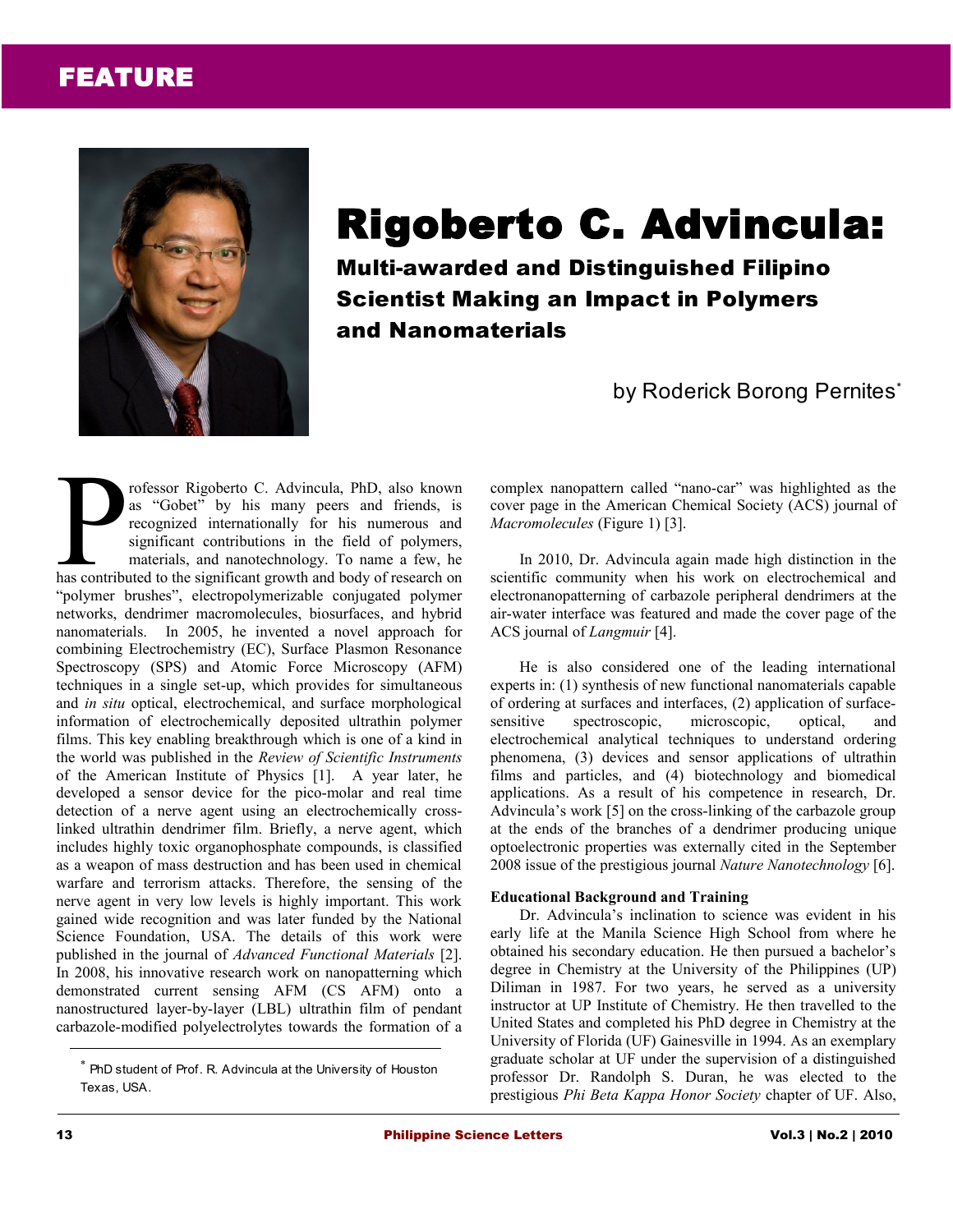FEATURE

# Rigoberto C. Advincula:

## Multi-awarded and Distinguished Filipino Scientist Making an Impact in Polymers and Nanomaterials

by Roderick Borong Pernites*

Professor Rigoberto C. Advincula, PhD, also known as "Gobet" by his many peers and friends, is recognized internationally for his numerous and significant contributions in the field of polymers, materials, and nanotechnology. To name a few, he has contributed to the significant growth and body of research on "polymer brushes", electropolymerizable conjugated polymer networks, dendrimer macromolecules, biosurfaces, and hybrid nanomaterials. In 2005, he invented a novel approach for combining Electrochemistry (EC), Surface Plasmon Resonance Spectroscopy (SPS) and Atomic Force Microscopy (AFM) techniques in a single set-up, which provides for simultaneous and *in situ* optical, electrochemical, and surface morphological information of electrochemically deposited ultrathin polymer films. This key enabling breakthrough which is one of a kind in the world was published in the *Review of Scientific Instruments* of the American Institute of Physics [1]. A year later, he developed a sensor device for the pico-molar and real time detection of a nerve agent using an electrochemically cross-linked ultrathin dendrimer film. Briefly, a nerve agent, which includes highly toxic organophosphate compounds, is classified as a weapon of mass destruction and has been used in chemical warfare and terrorism attacks. Therefore, the sensing of the nerve agent in very low levels is highly important. This work gained wide recognition and was later funded by the National Science Foundation, USA. The details of this work were published in the journal of *Advanced Functional Materials* [2]. In 2008, his innovative research work on nanopatterning which demonstrated current sensing AFM (CS AFM) onto a nanostructured layer-by-layer (LBL) ultrathin film of pendant carbazole-modified polyelectrolytes towards the formation of a complex nanopattern called "nano-car" was highlighted as the cover page in the American Chemical Society (ACS) journal of *Macromolecules* (Figure 1) [3].

In 2010, Dr. Advincula again made high distinction in the scientific community when his work on electrochemical and electronanopatterning of carbazole peripheral dendrimers at the air-water interface was featured and made the cover page of the ACS journal of *Langmuir* [4].

He is also considered one of the leading international experts in: (1) synthesis of new functional nanomaterials capable of ordering at surfaces and interfaces, (2) application of surface-sensitive spectroscopic, microscopic, optical, and electrochemical analytical techniques to understand ordering phenomena, (3) devices and sensor applications of ultrathin films and particles, and (4) biotechnology and biomedical applications. As a result of his competence in research, Dr. Advincula's work [5] on the cross-linking of the carbazole group at the ends of the branches of a dendrimer producing unique optoelectronic properties was externally cited in the September 2008 issue of the prestigious journal *Nature Nanotechnology* [6].

**Educational Background and Training**

Dr. Advincula's inclination to science was evident in his early life at the Manila Science High School from where he obtained his secondary education. He then pursued a bachelor's degree in Chemistry at the University of the Philippines (UP) Diliman in 1987. For two years, he served as a university instructor at UP Institute of Chemistry. He then travelled to the United States and completed his PhD degree in Chemistry at the University of Florida (UF) Gainesville in 1994. As an exemplary graduate scholar at UF under the supervision of a distinguished professor Dr. Randolph S. Duran, he was elected to the prestigious *Phi Beta Kappa Honor Society* chapter of UF. Also,

---

* PhD student of Prof. R. Advincula at the University of Houston Texas, USA.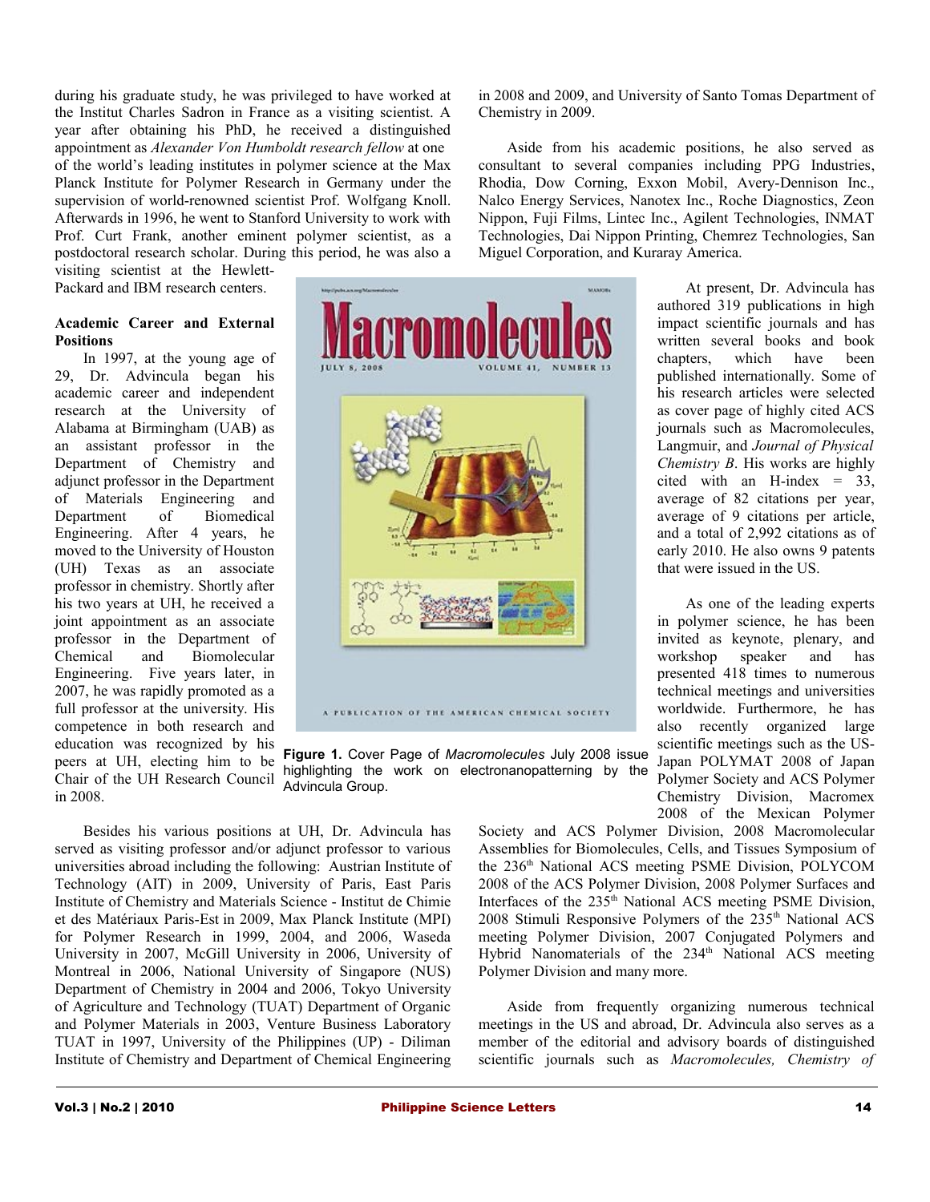during his graduate study, he was privileged to have worked at the Institut Charles Sadron in France as a visiting scientist. A year after obtaining his PhD, he received a distinguished appointment as *Alexander Von Humboldt research fellow* at one of the world's leading institutes in polymer science at the Max Planck Institute for Polymer Research in Germany under the supervision of world-renowned scientist Prof. Wolfgang Knoll. Afterwards in 1996, he went to Stanford University to work with Prof. Curt Frank, another eminent polymer scientist, as a postdoctoral research scholar. During this period, he was also a visiting scientist at the Hewlett-Packard and IBM research centers.

**Academic Career and External Positions**

In 1997, at the young age of 29, Dr. Advincula began his academic career and independent research at the University of Alabama at Birmingham (UAB) as an assistant professor in the Department of Chemistry and adjunct professor in the Department of Materials Engineering and Department of Biomedical Engineering. After 4 years, he moved to the University of Houston (UH) Texas as an associate professor in chemistry. Shortly after his two years at UH, he received a joint appointment as an associate professor in the Department of Chemical and Biomolecular Engineering. Five years later, in 2007, he was rapidly promoted as a full professor at the university. His competence in both research and education was recognized by his peers at UH, electing him to be Chair of the UH Research Council in 2008.

Besides his various positions at UH, Dr. Advincula has served as visiting professor and/or adjunct professor to various universities abroad including the following: Austrian Institute of Technology (AIT) in 2009, University of Paris, East Paris Institute of Chemistry and Materials Science - Institut de Chimie et des Matériaux Paris-Est in 2009, Max Planck Institute (MPI) for Polymer Research in 1999, 2004, and 2006, Waseda University in 2007, McGill University in 2006, University of Montreal in 2006, National University of Singapore (NUS) Department of Chemistry in 2004 and 2006, Tokyo University of Agriculture and Technology (TUAT) Department of Organic and Polymer Materials in 2003, Venture Business Laboratory TUAT in 1997, University of the Philippines (UP) - Diliman Institute of Chemistry and Department of Chemical Engineering in 2008 and 2009, and University of Santo Tomas Department of Chemistry in 2009.

Aside from his academic positions, he also served as consultant to several companies including PPG Industries, Rhodia, Dow Corning, Exxon Mobil, Avery-Dennison Inc., Nalco Energy Services, Nanotex Inc., Roche Diagnostics, Zeon Nippon, Fuji Films, Lintec Inc., Agilent Technologies, INMAT Technologies, Dai Nippon Printing, Chemrez Technologies, San Miguel Corporation, and Kuraray America.

**Figure 1.** Cover Page of *Macromolecules* July 2008 issue highlighting the work on electronanopatterning by the Advincula Group.

At present, Dr. Advincula has authored 319 publications in high impact scientific journals and has written several books and book chapters, which have been published internationally. Some of his research articles were selected as cover page of highly cited ACS journals such as Macromolecules, Langmuir, and *Journal of Physical Chemistry B*. His works are highly cited with an H-index = 33, average of 82 citations per year, average of 9 citations per article, and a total of 2,992 citations as of early 2010. He also owns 9 patents that were issued in the US.

As one of the leading experts in polymer science, he has been invited as keynote, plenary, and workshop speaker and has presented 418 times to numerous technical meetings and universities worldwide. Furthermore, he has also recently organized large scientific meetings such as the US-Japan POLYMAT 2008 of Japan Polymer Society and ACS Polymer Chemistry Division, Macromex 2008 of the Mexican Polymer Society and ACS Polymer Division, 2008 Macromolecular Assemblies for Biomolecules, Cells, and Tissues Symposium of the 236[th] National ACS meeting PSME Division, POLYCOM 2008 of the ACS Polymer Division, 2008 Polymer Surfaces and Interfaces of the 235[th] National ACS meeting PSME Division, 2008 Stimuli Responsive Polymers of the 235[th] National ACS meeting Polymer Division, 2007 Conjugated Polymers and Hybrid Nanomaterials of the 234[th] National ACS meeting Polymer Division and many more.

Aside from frequently organizing numerous technical meetings in the US and abroad, Dr. Advincula also serves as a member of the editorial and advisory boards of distinguished scientific journals such as *Macromolecules, Chemistry of*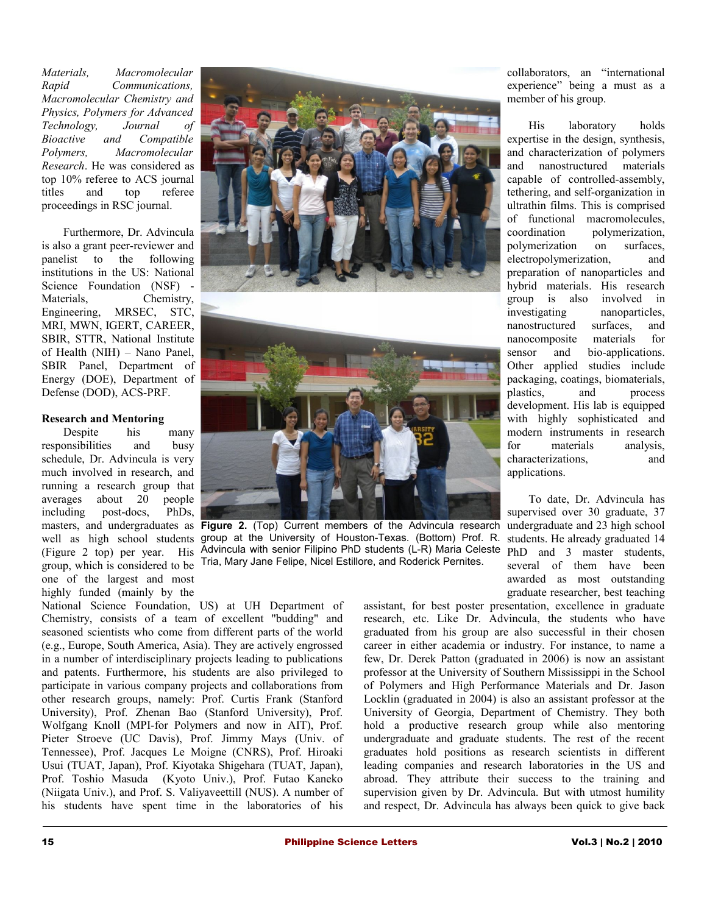*Materials, Macromolecular Rapid Communications, Macromolecular Chemistry and Physics, Polymers for Advanced Technology, Journal of Bioactive and Compatible Polymers, Macromolecular Research*. He was considered as top 10% referee to ACS journal titles and top referee proceedings in RSC journal.

Furthermore, Dr. Advincula is also a grant peer-reviewer and panelist to the following institutions in the US: National Science Foundation (NSF) - Materials, Chemistry, Engineering, MRSEC, STC, MRI, MWN, IGERT, CAREER, SBIR, STTR, National Institute of Health (NIH) – Nano Panel, SBIR Panel, Department of Energy (DOE), Department of Defense (DOD), ACS-PRF.

**Research and Mentoring**

Despite his many responsibilities and busy schedule, Dr. Advincula is very much involved in research, and running a research group that averages about 20 people including post-docs, PhDs, masters, and undergraduates as well as high school students (Figure 2 top) per year. His group, which is considered to be one of the largest and most highly funded (mainly by the National Science Foundation, US) at UH Department of Chemistry, consists of a team of excellent "budding" and seasoned scientists who come from different parts of the world (e.g., Europe, South America, Asia). They are actively engrossed in a number of interdisciplinary projects leading to publications and patents. Furthermore, his students are also privileged to participate in various company projects and collaborations from other research groups, namely: Prof. Curtis Frank (Stanford University), Prof. Zhenan Bao (Stanford University), Prof. Wolfgang Knoll (MPI-for Polymers and now in AIT), Prof. Pieter Stroeve (UC Davis), Prof. Jimmy Mays (Univ. of Tennessee), Prof. Jacques Le Moigne (CNRS), Prof. Hiroaki Usui (TUAT, Japan), Prof. Kiyotaka Shigehara (TUAT, Japan), Prof. Toshio Masuda (Kyoto Univ.), Prof. Futao Kaneko (Niigata Univ.), and Prof. S. Valiyaveettil (NUS). A number of his students have spent time in the laboratories of his collaborators, an "international experience" being a must as a member of his group.

**Figure 2.** (Top) Current members of the Advincula research group at the University of Houston-Texas. (Bottom) Prof. R. Advincula with senior Filipino PhD students (L-R) Maria Celeste Tria, Mary Jane Felipe, Nicel Estillore, and Roderick Pernites.

His laboratory holds expertise in the design, synthesis, and characterization of polymers and nanostructured materials capable of controlled-assembly, tethering, and self-organization in ultrathin films. This is comprised of functional macromolecules, coordination polymerization, polymerization on surfaces, electropolymerization, and preparation of nanoparticles and hybrid materials. His research group is also involved in investigating nanoparticles, nanostructured surfaces, and nanocomposite materials for sensor and bio-applications. Other applied studies include packaging, coatings, biomaterials, plastics, and process development. His lab is equipped with highly sophisticated and modern instruments in research for materials analysis, characterizations, and applications.

To date, Dr. Advincula has supervised over 30 graduate, 37 undergraduate and 23 high school students. He already graduated 14 PhD and 3 master students, several of them have been awarded as most outstanding graduate researcher, best teaching assistant, for best poster presentation, excellence in graduate research, etc. Like Dr. Advincula, the students who have graduated from his group are also successful in their chosen career in either academia or industry. For instance, to name a few, Dr. Derek Patton (graduated in 2006) is now an assistant professor at the University of Southern Mississippi in the School of Polymers and High Performance Materials and Dr. Jason Locklin (graduated in 2004) is also an assistant professor at the University of Georgia, Department of Chemistry. They both hold a productive research group while also mentoring undergraduate and graduate students. The rest of the recent graduates hold positions as research scientists in different leading companies and research laboratories in the US and abroad. They attribute their success to the training and supervision given by Dr. Advincula. But with utmost humility and respect, Dr. Advincula has always been quick to give back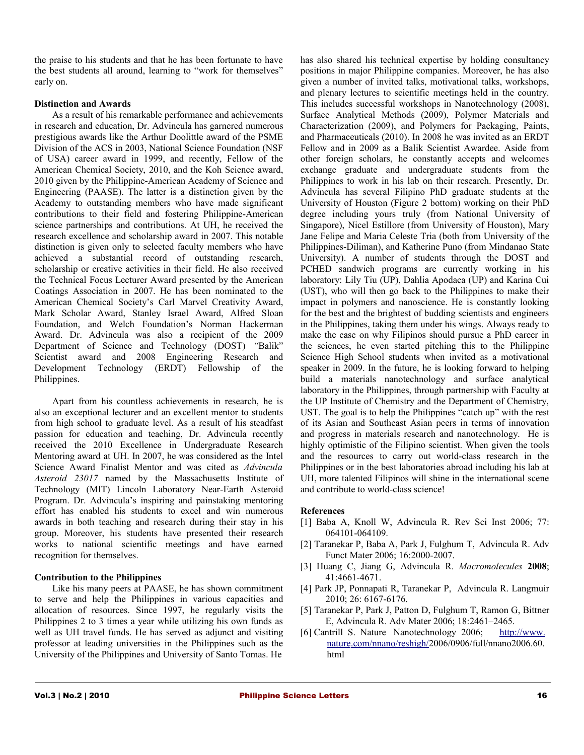the praise to his students and that he has been fortunate to have the best students all around, learning to "work for themselves" early on.

**Distinction and Awards**

As a result of his remarkable performance and achievements in research and education, Dr. Advincula has garnered numerous prestigious awards like the Arthur Doolittle award of the PSME Division of the ACS in 2003, National Science Foundation (NSF of USA) career award in 1999, and recently, Fellow of the American Chemical Society, 2010, and the Koh Science award, 2010 given by the Philippine-American Academy of Science and Engineering (PAASE). The latter is a distinction given by the Academy to outstanding members who have made significant contributions to their field and fostering Philippine-American science partnerships and contributions. At UH, he received the research excellence and scholarship award in 2007. This notable distinction is given only to selected faculty members who have achieved a substantial record of outstanding research, scholarship or creative activities in their field. He also received the Technical Focus Lecturer Award presented by the American Coatings Association in 2007. He has been nominated to the American Chemical Society's Carl Marvel Creativity Award, Mark Scholar Award, Stanley Israel Award, Alfred Sloan Foundation, and Welch Foundation's Norman Hackerman Award. Dr. Advincula was also a recipient of the 2009 Department of Science and Technology (DOST) "Balik" Scientist award and 2008 Engineering Research and Development Technology (ERDT) Fellowship of the Philippines.

Apart from his countless achievements in research, he is also an exceptional lecturer and an excellent mentor to students from high school to graduate level. As a result of his steadfast passion for education and teaching, Dr. Advincula recently received the 2010 Excellence in Undergraduate Research Mentoring award at UH. In 2007, he was considered as the Intel Science Award Finalist Mentor and was cited as *Advincula Asteroid 23017* named by the Massachusetts Institute of Technology (MIT) Lincoln Laboratory Near-Earth Asteroid Program. Dr. Advincula's inspiring and painstaking mentoring effort has enabled his students to excel and win numerous awards in both teaching and research during their stay in his group. Moreover, his students have presented their research works to national scientific meetings and have earned recognition for themselves.

**Contribution to the Philippines**

Like his many peers at PAASE, he has shown commitment to serve and help the Philippines in various capacities and allocation of resources. Since 1997, he regularly visits the Philippines 2 to 3 times a year while utilizing his own funds as well as UH travel funds. He has served as adjunct and visiting professor at leading universities in the Philippines such as the University of the Philippines and University of Santo Tomas. He has also shared his technical expertise by holding consultancy positions in major Philippine companies. Moreover, he has also given a number of invited talks, motivational talks, workshops, and plenary lectures to scientific meetings held in the country. This includes successful workshops in Nanotechnology (2008), Surface Analytical Methods (2009), Polymer Materials and Characterization (2009), and Polymers for Packaging, Paints, and Pharmaceuticals (2010). In 2008 he was invited as an ERDT Fellow and in 2009 as a Balik Scientist Awardee. Aside from other foreign scholars, he constantly accepts and welcomes exchange graduate and undergraduate students from the Philippines to work in his lab on their research. Presently, Dr. Advincula has several Filipino PhD graduate students at the University of Houston (Figure 2 bottom) working on their PhD degree including yours truly (from National University of Singapore), Nicel Estillore (from University of Houston), Mary Jane Felipe and Maria Celeste Tria (both from University of the Philippines-Diliman), and Katherine Puno (from Mindanao State University). A number of students through the DOST and PCHED sandwich programs are currently working in his laboratory: Lily Tiu (UP), Dahlia Apodaca (UP) and Karina Cui (UST), who will then go back to the Philippines to make their impact in polymers and nanoscience. He is constantly looking for the best and the brightest of budding scientists and engineers in the Philippines, taking them under his wings. Always ready to make the case on why Filipinos should pursue a PhD career in the sciences, he even started pitching this to the Philippine Science High School students when invited as a motivational speaker in 2009. In the future, he is looking forward to helping build a materials nanotechnology and surface analytical laboratory in the Philippines, through partnership with Faculty at the UP Institute of Chemistry and the Department of Chemistry, UST. The goal is to help the Philippines "catch up" with the rest of its Asian and Southeast Asian peers in terms of innovation and progress in materials research and nanotechnology. He is highly optimistic of the Filipino scientist. When given the tools and the resources to carry out world-class research in the Philippines or in the best laboratories abroad including his lab at UH, more talented Filipinos will shine in the international scene and contribute to world-class science!

**References**

[1] Baba A, Knoll W, Advincula R. Rev Sci Inst 2006; 77: 064101-064109.

[2] Taranekar P, Baba A, Park J, Fulghum T, Advincula R. Adv Funct Mater 2006; 16:2000-2007.

[3] Huang C, Jiang G, Advincula R. *Macromolecules* **2008**; 41:4661-4671.

[4] Park JP, Ponnapati R, Taranekar P, Advincula R. Langmuir 2010; 26: 6167-6176.

[5] Taranekar P, Park J, Patton D, Fulghum T, Ramon G, Bittner E, Advincula R. Adv Mater 2006; 18:2461–2465.

[6] Cantrill S. Nature Nanotechnology 2006; http://www.nature.com/nnano/reshigh/2006/0906/full/nnano2006.60.html